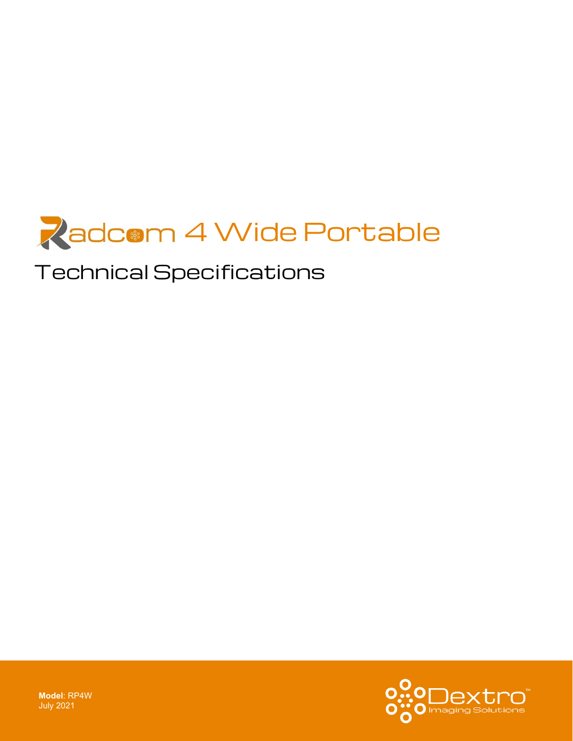# Radcom 4 Wide Portable

## Technical Specifications

**Model**: RP4W
July 2021

Dextro™
Imaging Solutions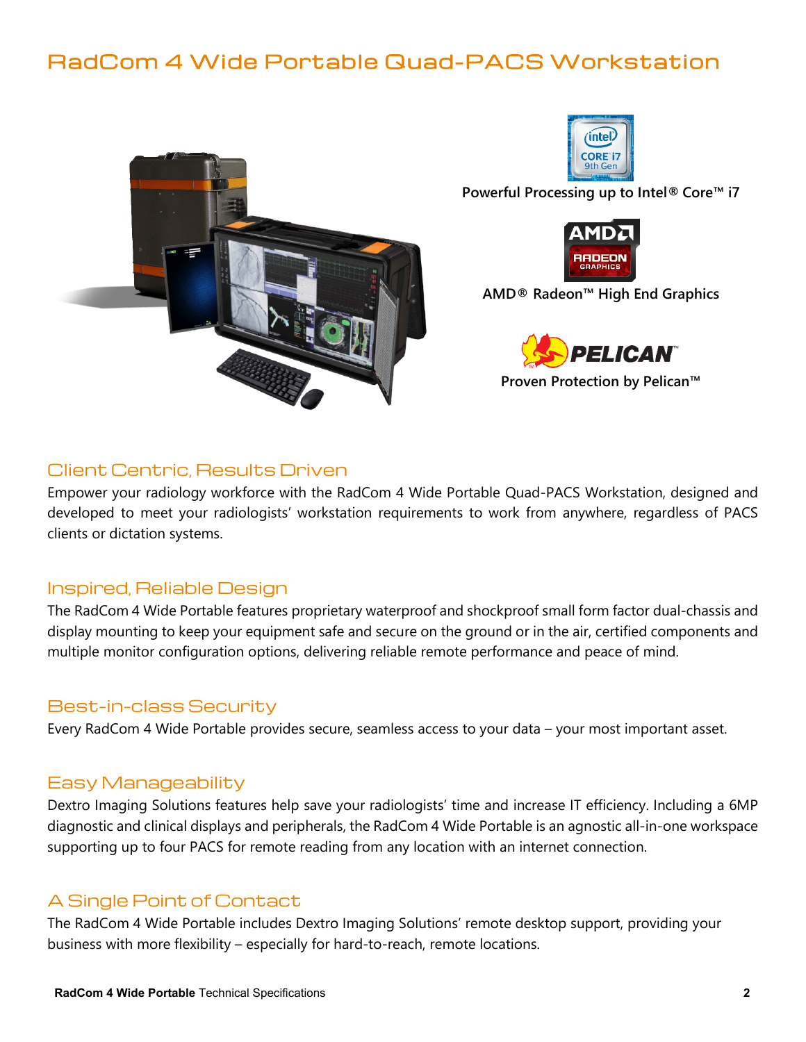# RadCom 4 Wide Portable Quad-PACS Workstation

**Powerful Processing up to Intel® Core™ i7**

**AMD® Radeon™ High End Graphics**

**Proven Protection by Pelican™**

## Client Centric, Results Driven

Empower your radiology workforce with the RadCom 4 Wide Portable Quad-PACS Workstation, designed and developed to meet your radiologists' workstation requirements to work from anywhere, regardless of PACS clients or dictation systems.

## Inspired, Reliable Design

The RadCom 4 Wide Portable features proprietary waterproof and shockproof small form factor dual-chassis and display mounting to keep your equipment safe and secure on the ground or in the air, certified components and multiple monitor configuration options, delivering reliable remote performance and peace of mind.

## Best-in-class Security

Every RadCom 4 Wide Portable provides secure, seamless access to your data – your most important asset.

## Easy Manageability

Dextro Imaging Solutions features help save your radiologists' time and increase IT efficiency. Including a 6MP diagnostic and clinical displays and peripherals, the RadCom 4 Wide Portable is an agnostic all-in-one workspace supporting up to four PACS for remote reading from any location with an internet connection.

## A Single Point of Contact

The RadCom 4 Wide Portable includes Dextro Imaging Solutions' remote desktop support, providing your business with more flexibility – especially for hard-to-reach, remote locations.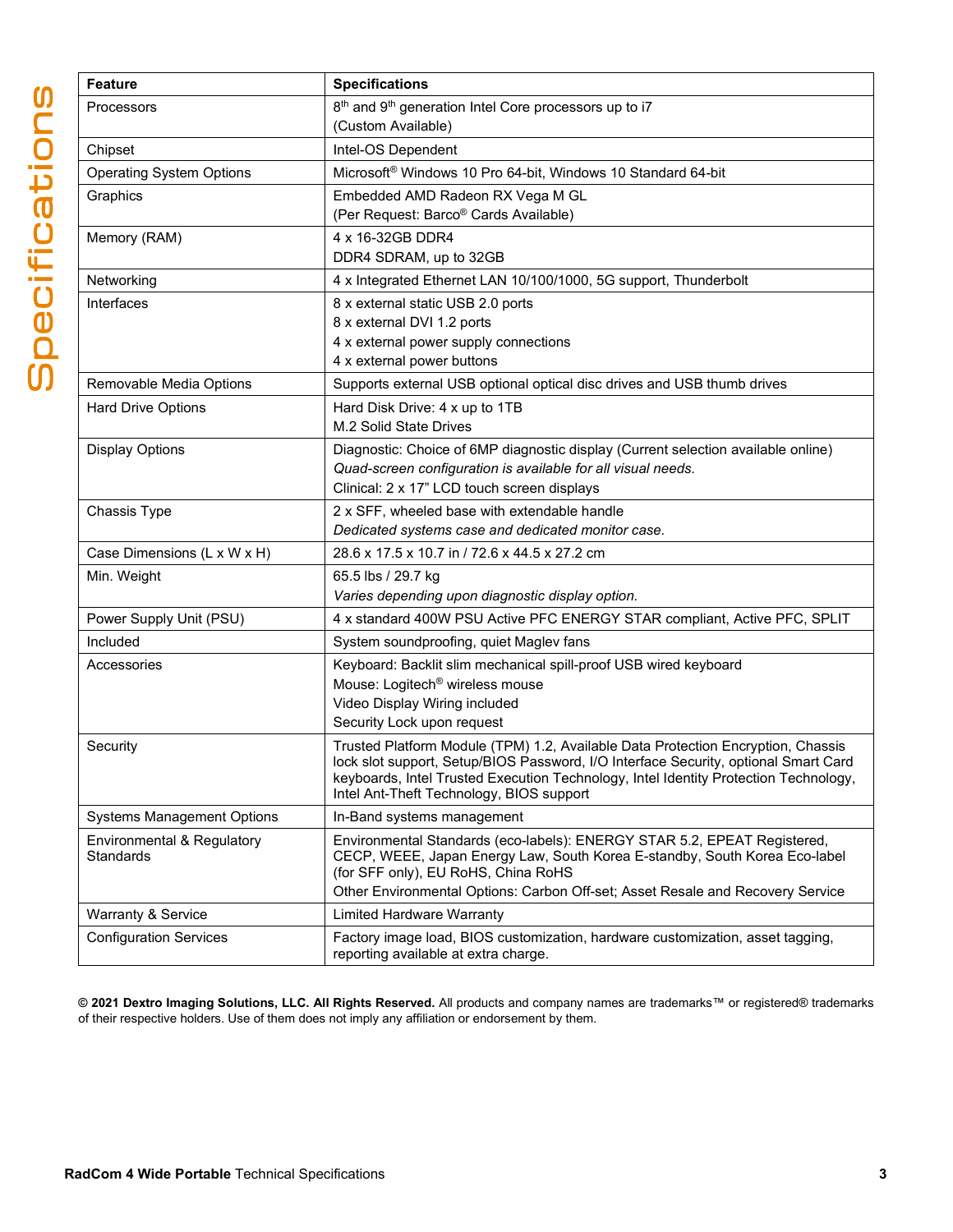# Specifications

| Feature | Specifications |
|---|---|
| Processors | 8th and 9th generation Intel Core processors up to i7<br>(Custom Available) |
| Chipset | Intel-OS Dependent |
| Operating System Options | Microsoft® Windows 10 Pro 64-bit, Windows 10 Standard 64-bit |
| Graphics | Embedded AMD Radeon RX Vega M GL<br>(Per Request: Barco® Cards Available) |
| Memory (RAM) | 4 x 16-32GB DDR4<br>DDR4 SDRAM, up to 32GB |
| Networking | 4 x Integrated Ethernet LAN 10/100/1000, 5G support, Thunderbolt |
| Interfaces | 8 x external static USB 2.0 ports<br>8 x external DVI 1.2 ports<br>4 x external power supply connections<br>4 x external power buttons |
| Removable Media Options | Supports external USB optional optical disc drives and USB thumb drives |
| Hard Drive Options | Hard Disk Drive: 4 x up to 1TB<br>M.2 Solid State Drives |
| Display Options | Diagnostic: Choice of 6MP diagnostic display (Current selection available online)<br>*Quad-screen configuration is available for all visual needs.*<br>Clinical: 2 x 17" LCD touch screen displays |
| Chassis Type | 2 x SFF, wheeled base with extendable handle<br>*Dedicated systems case and dedicated monitor case.* |
| Case Dimensions (L x W x H) | 28.6 x 17.5 x 10.7 in / 72.6 x 44.5 x 27.2 cm |
| Min. Weight | 65.5 lbs / 29.7 kg<br>*Varies depending upon diagnostic display option.* |
| Power Supply Unit (PSU) | 4 x standard 400W PSU Active PFC ENERGY STAR compliant, Active PFC, SPLIT |
| Included | System soundproofing, quiet Maglev fans |
| Accessories | Keyboard: Backlit slim mechanical spill-proof USB wired keyboard<br>Mouse: Logitech® wireless mouse<br>Video Display Wiring included<br>Security Lock upon request |
| Security | Trusted Platform Module (TPM) 1.2, Available Data Protection Encryption, Chassis lock slot support, Setup/BIOS Password, I/O Interface Security, optional Smart Card keyboards, Intel Trusted Execution Technology, Intel Identity Protection Technology, Intel Ant-Theft Technology, BIOS support |
| Systems Management Options | In-Band systems management |
| Environmental & Regulatory Standards | Environmental Standards (eco-labels): ENERGY STAR 5.2, EPEAT Registered, CECP, WEEE, Japan Energy Law, South Korea E-standby, South Korea Eco-label (for SFF only), EU RoHS, China RoHS<br>Other Environmental Options: Carbon Off-set; Asset Resale and Recovery Service |
| Warranty & Service | Limited Hardware Warranty |
| Configuration Services | Factory image load, BIOS customization, hardware customization, asset tagging, reporting available at extra charge. |

**© 2021 Dextro Imaging Solutions, LLC. All Rights Reserved.** All products and company names are trademarks™ or registered® trademarks of their respective holders. Use of them does not imply any affiliation or endorsement by them.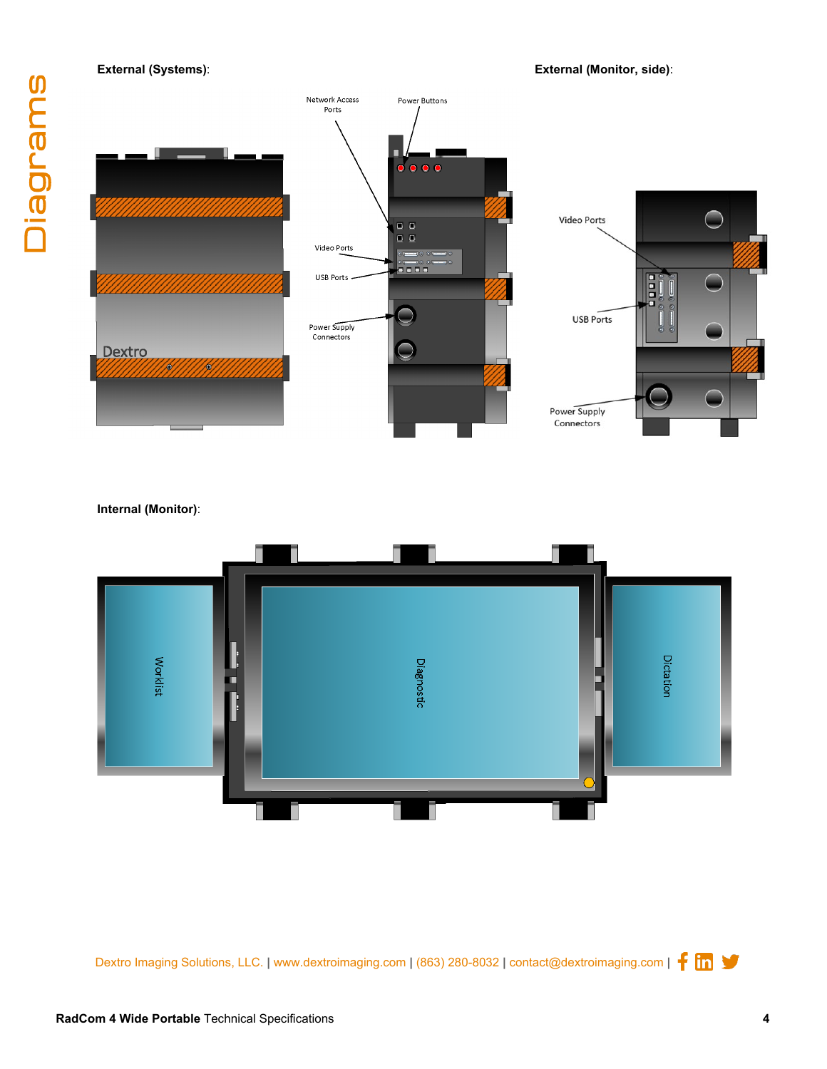# Diagrams

**External (Systems)**:

Network Access Ports

Power Buttons

Video Ports

USB Ports

Power Supply Connectors

Dextro

**External (Monitor, side)**:

Video Ports

USB Ports

Power Supply Connectors

**Internal (Monitor)**:

Worklist

Diagnostic

Dictation

Dextro Imaging Solutions, LLC. | www.dextroimaging.com | (863) 280-8032 | contact@dextroimaging.com |